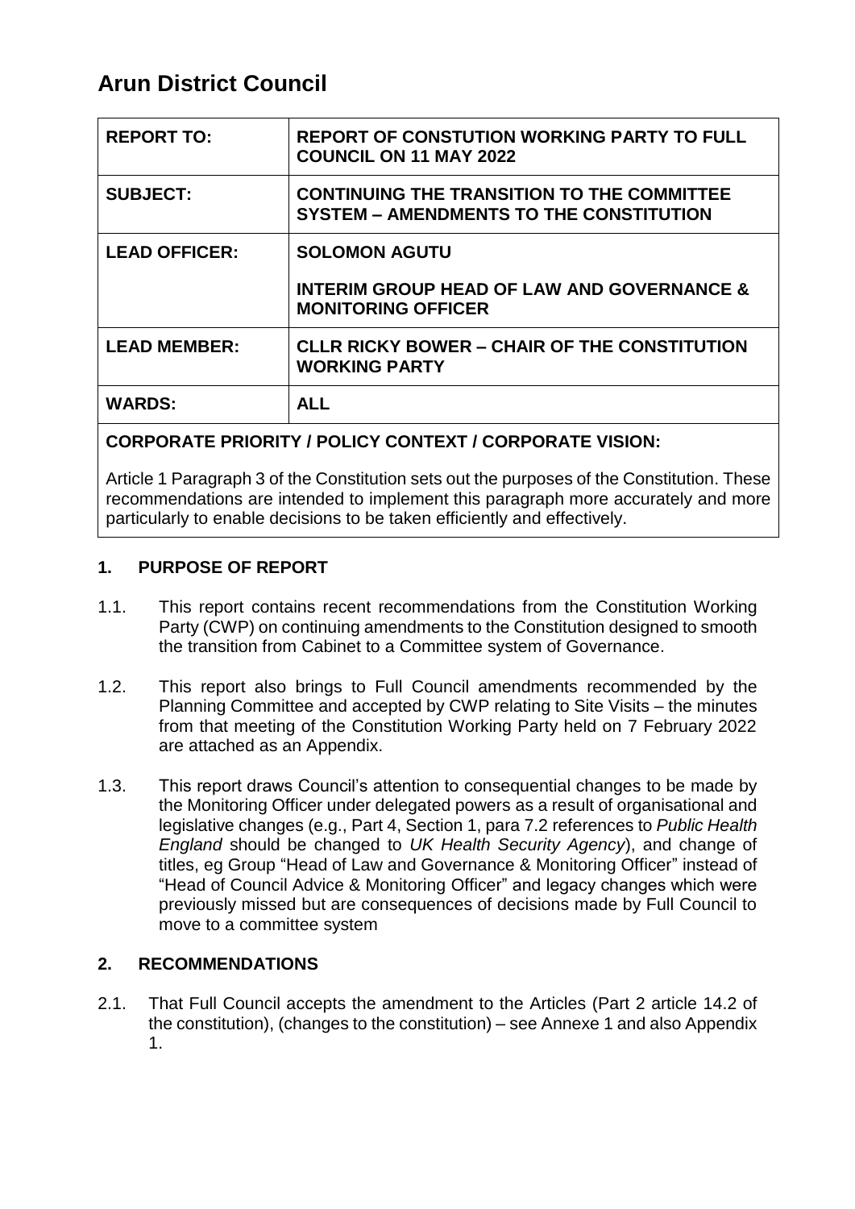# Arun District Council

| | |
|---|---|
| **REPORT TO:** | **REPORT OF CONSTUTION WORKING PARTY TO FULL COUNCIL ON 11 MAY 2022** |
| **SUBJECT:** | **CONTINUING THE TRANSITION TO THE COMMITTEE SYSTEM – AMENDMENTS TO THE CONSTITUTION** |
| **LEAD OFFICER:** | **SOLOMON AGUTU**<br><br>**INTERIM GROUP HEAD OF LAW AND GOVERNANCE & MONITORING OFFICER** |
| **LEAD MEMBER:** | **CLLR RICKY BOWER – CHAIR OF THE CONSTITUTION WORKING PARTY** |
| **WARDS:** | **ALL** |

**CORPORATE PRIORITY / POLICY CONTEXT / CORPORATE VISION:**

Article 1 Paragraph 3 of the Constitution sets out the purposes of the Constitution. These recommendations are intended to implement this paragraph more accurately and more particularly to enable decisions to be taken efficiently and effectively.

## 1. PURPOSE OF REPORT

1.1. This report contains recent recommendations from the Constitution Working Party (CWP) on continuing amendments to the Constitution designed to smooth the transition from Cabinet to a Committee system of Governance.

1.2. This report also brings to Full Council amendments recommended by the Planning Committee and accepted by CWP relating to Site Visits – the minutes from that meeting of the Constitution Working Party held on 7 February 2022 are attached as an Appendix.

1.3. This report draws Council's attention to consequential changes to be made by the Monitoring Officer under delegated powers as a result of organisational and legislative changes (e.g., Part 4, Section 1, para 7.2 references to *Public Health England* should be changed to *UK Health Security Agency*), and change of titles, eg Group "Head of Law and Governance & Monitoring Officer" instead of "Head of Council Advice & Monitoring Officer" and legacy changes which were previously missed but are consequences of decisions made by Full Council to move to a committee system

## 2. RECOMMENDATIONS

2.1. That Full Council accepts the amendment to the Articles (Part 2 article 14.2 of the constitution), (changes to the constitution) – see Annexe 1 and also Appendix 1.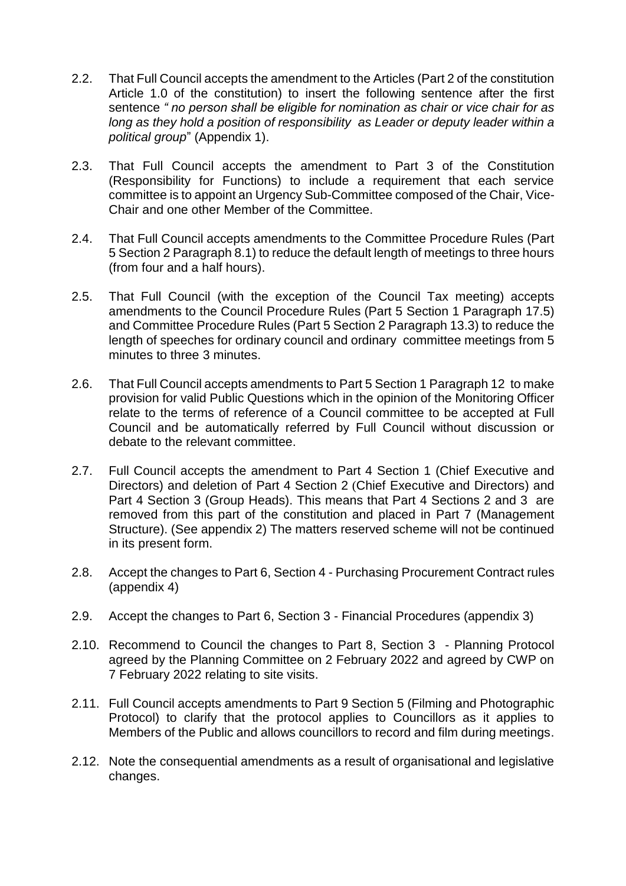2.2. That Full Council accepts the amendment to the Articles (Part 2 of the constitution Article 1.0 of the constitution) to insert the following sentence after the first sentence *" no person shall be eligible for nomination as chair or vice chair for as long as they hold a position of responsibility as Leader or deputy leader within a political group*" (Appendix 1).

2.3. That Full Council accepts the amendment to Part 3 of the Constitution (Responsibility for Functions) to include a requirement that each service committee is to appoint an Urgency Sub-Committee composed of the Chair, Vice-Chair and one other Member of the Committee.

2.4. That Full Council accepts amendments to the Committee Procedure Rules (Part 5 Section 2 Paragraph 8.1) to reduce the default length of meetings to three hours (from four and a half hours).

2.5. That Full Council (with the exception of the Council Tax meeting) accepts amendments to the Council Procedure Rules (Part 5 Section 1 Paragraph 17.5) and Committee Procedure Rules (Part 5 Section 2 Paragraph 13.3) to reduce the length of speeches for ordinary council and ordinary committee meetings from 5 minutes to three 3 minutes.

2.6. That Full Council accepts amendments to Part 5 Section 1 Paragraph 12 to make provision for valid Public Questions which in the opinion of the Monitoring Officer relate to the terms of reference of a Council committee to be accepted at Full Council and be automatically referred by Full Council without discussion or debate to the relevant committee.

2.7. Full Council accepts the amendment to Part 4 Section 1 (Chief Executive and Directors) and deletion of Part 4 Section 2 (Chief Executive and Directors) and Part 4 Section 3 (Group Heads). This means that Part 4 Sections 2 and 3 are removed from this part of the constitution and placed in Part 7 (Management Structure). (See appendix 2) The matters reserved scheme will not be continued in its present form.

2.8. Accept the changes to Part 6, Section 4 - Purchasing Procurement Contract rules (appendix 4)

2.9. Accept the changes to Part 6, Section 3 - Financial Procedures (appendix 3)

2.10. Recommend to Council the changes to Part 8, Section 3 - Planning Protocol agreed by the Planning Committee on 2 February 2022 and agreed by CWP on 7 February 2022 relating to site visits.

2.11. Full Council accepts amendments to Part 9 Section 5 (Filming and Photographic Protocol) to clarify that the protocol applies to Councillors as it applies to Members of the Public and allows councillors to record and film during meetings.

2.12. Note the consequential amendments as a result of organisational and legislative changes.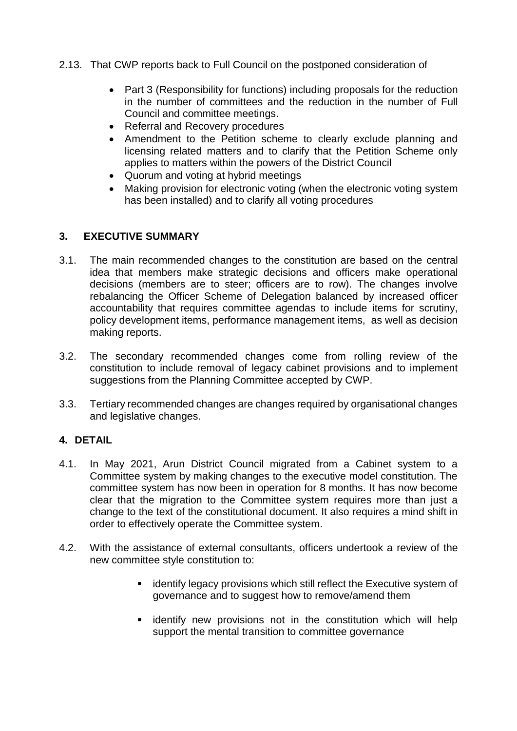2.13. That CWP reports back to Full Council on the postponed consideration of

- Part 3 (Responsibility for functions) including proposals for the reduction in the number of committees and the reduction in the number of Full Council and committee meetings.
- Referral and Recovery procedures
- Amendment to the Petition scheme to clearly exclude planning and licensing related matters and to clarify that the Petition Scheme only applies to matters within the powers of the District Council
- Quorum and voting at hybrid meetings
- Making provision for electronic voting (when the electronic voting system has been installed) and to clarify all voting procedures

## 3. EXECUTIVE SUMMARY

3.1. The main recommended changes to the constitution are based on the central idea that members make strategic decisions and officers make operational decisions (members are to steer; officers are to row). The changes involve rebalancing the Officer Scheme of Delegation balanced by increased officer accountability that requires committee agendas to include items for scrutiny, policy development items, performance management items, as well as decision making reports.

3.2. The secondary recommended changes come from rolling review of the constitution to include removal of legacy cabinet provisions and to implement suggestions from the Planning Committee accepted by CWP.

3.3. Tertiary recommended changes are changes required by organisational changes and legislative changes.

## 4. DETAIL

4.1. In May 2021, Arun District Council migrated from a Cabinet system to a Committee system by making changes to the executive model constitution. The committee system has now been in operation for 8 months. It has now become clear that the migration to the Committee system requires more than just a change to the text of the constitutional document. It also requires a mind shift in order to effectively operate the Committee system.

4.2. With the assistance of external consultants, officers undertook a review of the new committee style constitution to:

- identify legacy provisions which still reflect the Executive system of governance and to suggest how to remove/amend them
- identify new provisions not in the constitution which will help support the mental transition to committee governance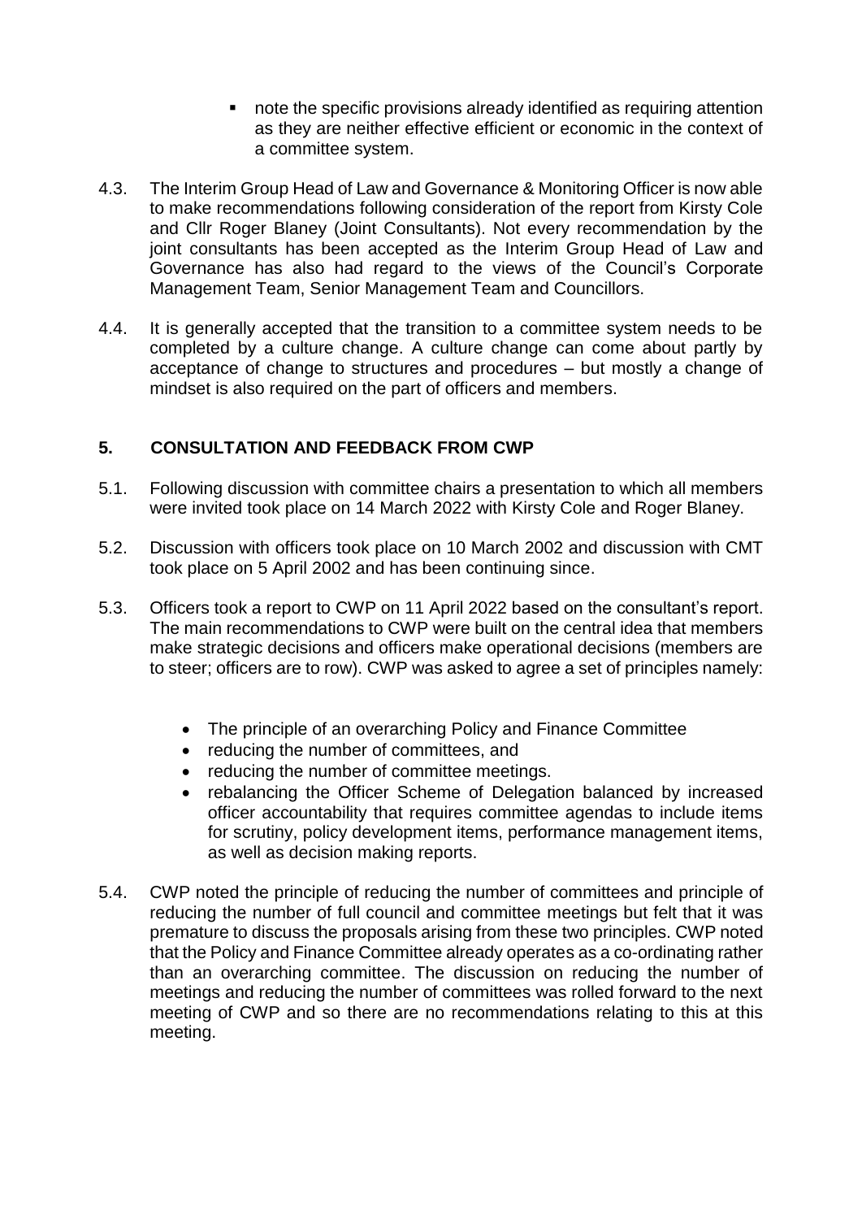- note the specific provisions already identified as requiring attention as they are neither effective efficient or economic in the context of a committee system.

4.3. The Interim Group Head of Law and Governance & Monitoring Officer is now able to make recommendations following consideration of the report from Kirsty Cole and Cllr Roger Blaney (Joint Consultants). Not every recommendation by the joint consultants has been accepted as the Interim Group Head of Law and Governance has also had regard to the views of the Council's Corporate Management Team, Senior Management Team and Councillors.

4.4. It is generally accepted that the transition to a committee system needs to be completed by a culture change. A culture change can come about partly by acceptance of change to structures and procedures – but mostly a change of mindset is also required on the part of officers and members.

## 5. CONSULTATION AND FEEDBACK FROM CWP

5.1. Following discussion with committee chairs a presentation to which all members were invited took place on 14 March 2022 with Kirsty Cole and Roger Blaney.

5.2. Discussion with officers took place on 10 March 2002 and discussion with CMT took place on 5 April 2002 and has been continuing since.

5.3. Officers took a report to CWP on 11 April 2022 based on the consultant's report. The main recommendations to CWP were built on the central idea that members make strategic decisions and officers make operational decisions (members are to steer; officers are to row). CWP was asked to agree a set of principles namely:

- The principle of an overarching Policy and Finance Committee
- reducing the number of committees, and
- reducing the number of committee meetings.
- rebalancing the Officer Scheme of Delegation balanced by increased officer accountability that requires committee agendas to include items for scrutiny, policy development items, performance management items, as well as decision making reports.

5.4. CWP noted the principle of reducing the number of committees and principle of reducing the number of full council and committee meetings but felt that it was premature to discuss the proposals arising from these two principles. CWP noted that the Policy and Finance Committee already operates as a co-ordinating rather than an overarching committee. The discussion on reducing the number of meetings and reducing the number of committees was rolled forward to the next meeting of CWP and so there are no recommendations relating to this at this meeting.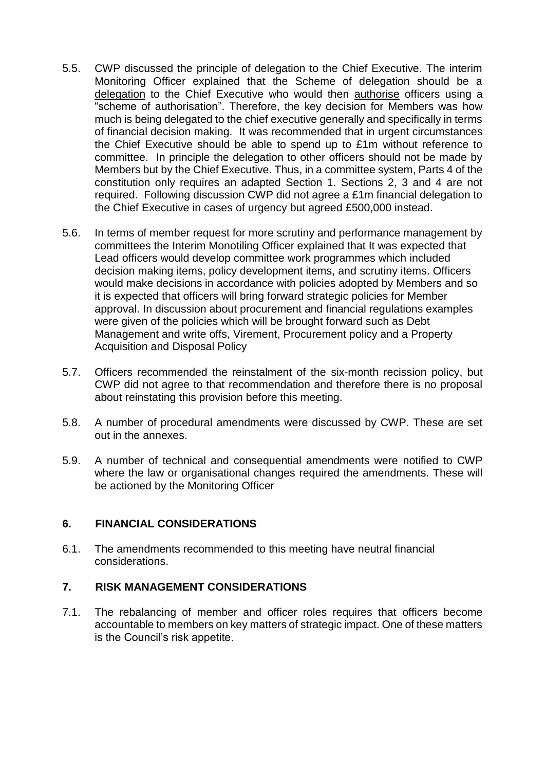5.5. CWP discussed the principle of delegation to the Chief Executive. The interim Monitoring Officer explained that the Scheme of delegation should be a delegation to the Chief Executive who would then authorise officers using a "scheme of authorisation". Therefore, the key decision for Members was how much is being delegated to the chief executive generally and specifically in terms of financial decision making. It was recommended that in urgent circumstances the Chief Executive should be able to spend up to £1m without reference to committee. In principle the delegation to other officers should not be made by Members but by the Chief Executive. Thus, in a committee system, Parts 4 of the constitution only requires an adapted Section 1. Sections 2, 3 and 4 are not required. Following discussion CWP did not agree a £1m financial delegation to the Chief Executive in cases of urgency but agreed £500,000 instead.

5.6. In terms of member request for more scrutiny and performance management by committees the Interim Monotiling Officer explained that It was expected that Lead officers would develop committee work programmes which included decision making items, policy development items, and scrutiny items. Officers would make decisions in accordance with policies adopted by Members and so it is expected that officers will bring forward strategic policies for Member approval. In discussion about procurement and financial regulations examples were given of the policies which will be brought forward such as Debt Management and write offs, Virement, Procurement policy and a Property Acquisition and Disposal Policy

5.7. Officers recommended the reinstalment of the six-month recission policy, but CWP did not agree to that recommendation and therefore there is no proposal about reinstating this provision before this meeting.

5.8. A number of procedural amendments were discussed by CWP. These are set out in the annexes.

5.9. A number of technical and consequential amendments were notified to CWP where the law or organisational changes required the amendments. These will be actioned by the Monitoring Officer

## 6. FINANCIAL CONSIDERATIONS

6.1. The amendments recommended to this meeting have neutral financial considerations.

## 7. RISK MANAGEMENT CONSIDERATIONS

7.1. The rebalancing of member and officer roles requires that officers become accountable to members on key matters of strategic impact. One of these matters is the Council's risk appetite.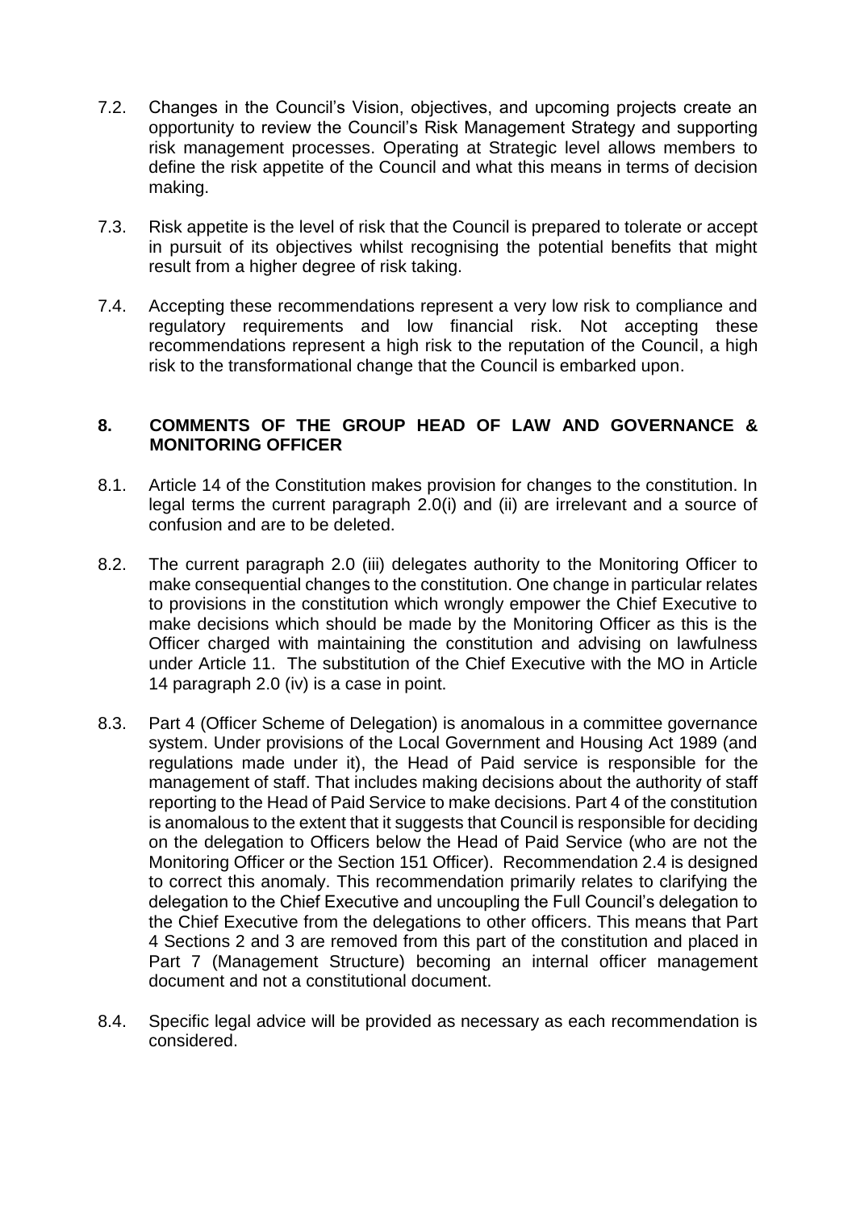7.2. Changes in the Council's Vision, objectives, and upcoming projects create an opportunity to review the Council's Risk Management Strategy and supporting risk management processes. Operating at Strategic level allows members to define the risk appetite of the Council and what this means in terms of decision making.

7.3. Risk appetite is the level of risk that the Council is prepared to tolerate or accept in pursuit of its objectives whilst recognising the potential benefits that might result from a higher degree of risk taking.

7.4. Accepting these recommendations represent a very low risk to compliance and regulatory requirements and low financial risk. Not accepting these recommendations represent a high risk to the reputation of the Council, a high risk to the transformational change that the Council is embarked upon.

## 8. COMMENTS OF THE GROUP HEAD OF LAW AND GOVERNANCE & MONITORING OFFICER

8.1. Article 14 of the Constitution makes provision for changes to the constitution. In legal terms the current paragraph 2.0(i) and (ii) are irrelevant and a source of confusion and are to be deleted.

8.2. The current paragraph 2.0 (iii) delegates authority to the Monitoring Officer to make consequential changes to the constitution. One change in particular relates to provisions in the constitution which wrongly empower the Chief Executive to make decisions which should be made by the Monitoring Officer as this is the Officer charged with maintaining the constitution and advising on lawfulness under Article 11. The substitution of the Chief Executive with the MO in Article 14 paragraph 2.0 (iv) is a case in point.

8.3. Part 4 (Officer Scheme of Delegation) is anomalous in a committee governance system. Under provisions of the Local Government and Housing Act 1989 (and regulations made under it), the Head of Paid service is responsible for the management of staff. That includes making decisions about the authority of staff reporting to the Head of Paid Service to make decisions. Part 4 of the constitution is anomalous to the extent that it suggests that Council is responsible for deciding on the delegation to Officers below the Head of Paid Service (who are not the Monitoring Officer or the Section 151 Officer). Recommendation 2.4 is designed to correct this anomaly. This recommendation primarily relates to clarifying the delegation to the Chief Executive and uncoupling the Full Council's delegation to the Chief Executive from the delegations to other officers. This means that Part 4 Sections 2 and 3 are removed from this part of the constitution and placed in Part 7 (Management Structure) becoming an internal officer management document and not a constitutional document.

8.4. Specific legal advice will be provided as necessary as each recommendation is considered.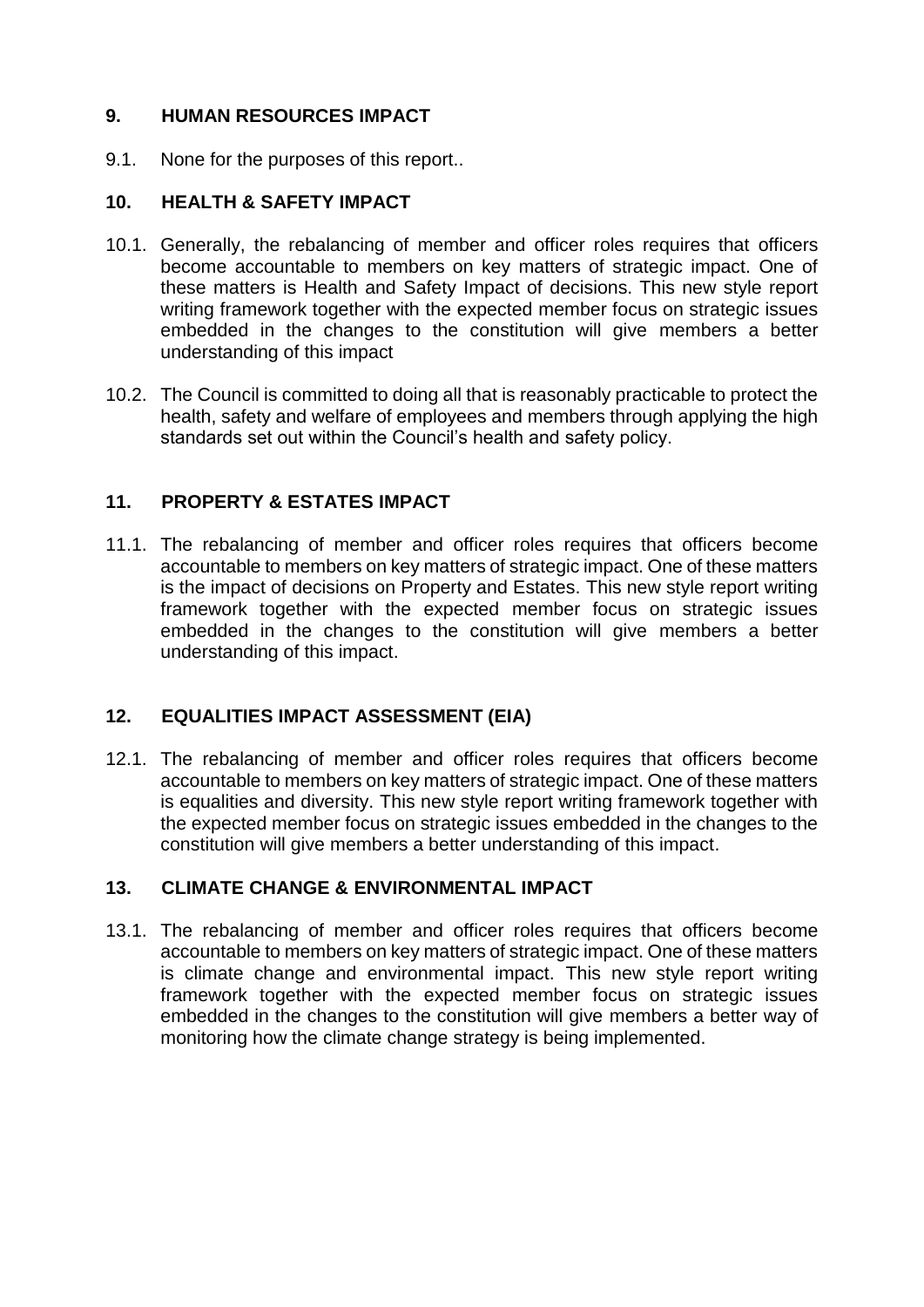## 9. HUMAN RESOURCES IMPACT

9.1. None for the purposes of this report..

## 10. HEALTH & SAFETY IMPACT

10.1. Generally, the rebalancing of member and officer roles requires that officers become accountable to members on key matters of strategic impact. One of these matters is Health and Safety Impact of decisions. This new style report writing framework together with the expected member focus on strategic issues embedded in the changes to the constitution will give members a better understanding of this impact

10.2. The Council is committed to doing all that is reasonably practicable to protect the health, safety and welfare of employees and members through applying the high standards set out within the Council's health and safety policy.

## 11. PROPERTY & ESTATES IMPACT

11.1. The rebalancing of member and officer roles requires that officers become accountable to members on key matters of strategic impact. One of these matters is the impact of decisions on Property and Estates. This new style report writing framework together with the expected member focus on strategic issues embedded in the changes to the constitution will give members a better understanding of this impact.

## 12. EQUALITIES IMPACT ASSESSMENT (EIA)

12.1. The rebalancing of member and officer roles requires that officers become accountable to members on key matters of strategic impact. One of these matters is equalities and diversity. This new style report writing framework together with the expected member focus on strategic issues embedded in the changes to the constitution will give members a better understanding of this impact.

## 13. CLIMATE CHANGE & ENVIRONMENTAL IMPACT

13.1. The rebalancing of member and officer roles requires that officers become accountable to members on key matters of strategic impact. One of these matters is climate change and environmental impact. This new style report writing framework together with the expected member focus on strategic issues embedded in the changes to the constitution will give members a better way of monitoring how the climate change strategy is being implemented.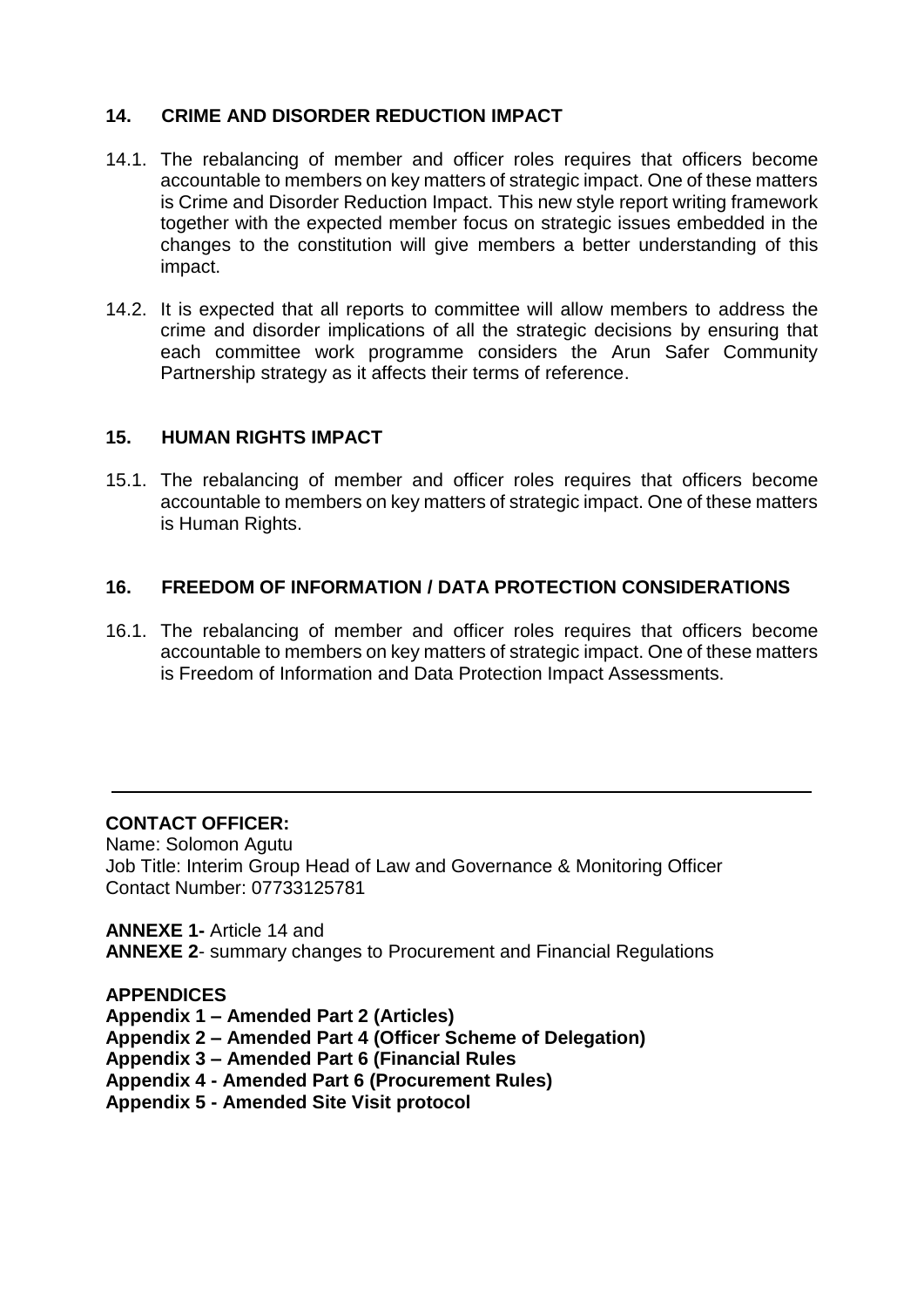## 14. CRIME AND DISORDER REDUCTION IMPACT

14.1. The rebalancing of member and officer roles requires that officers become accountable to members on key matters of strategic impact. One of these matters is Crime and Disorder Reduction Impact. This new style report writing framework together with the expected member focus on strategic issues embedded in the changes to the constitution will give members a better understanding of this impact.

14.2. It is expected that all reports to committee will allow members to address the crime and disorder implications of all the strategic decisions by ensuring that each committee work programme considers the Arun Safer Community Partnership strategy as it affects their terms of reference.

## 15. HUMAN RIGHTS IMPACT

15.1. The rebalancing of member and officer roles requires that officers become accountable to members on key matters of strategic impact. One of these matters is Human Rights.

## 16. FREEDOM OF INFORMATION / DATA PROTECTION CONSIDERATIONS

16.1. The rebalancing of member and officer roles requires that officers become accountable to members on key matters of strategic impact. One of these matters is Freedom of Information and Data Protection Impact Assessments.

---

**CONTACT OFFICER:**
Name: Solomon Agutu
Job Title: Interim Group Head of Law and Governance & Monitoring Officer
Contact Number: 07733125781

**ANNEXE 1-** Article 14 and
**ANNEXE 2**- summary changes to Procurement and Financial Regulations

**APPENDICES**
**Appendix 1 – Amended Part 2 (Articles)**
**Appendix 2 – Amended Part 4 (Officer Scheme of Delegation)**
**Appendix 3 – Amended Part 6 (Financial Rules**
**Appendix 4 - Amended Part 6 (Procurement Rules)**
**Appendix 5 - Amended Site Visit protocol**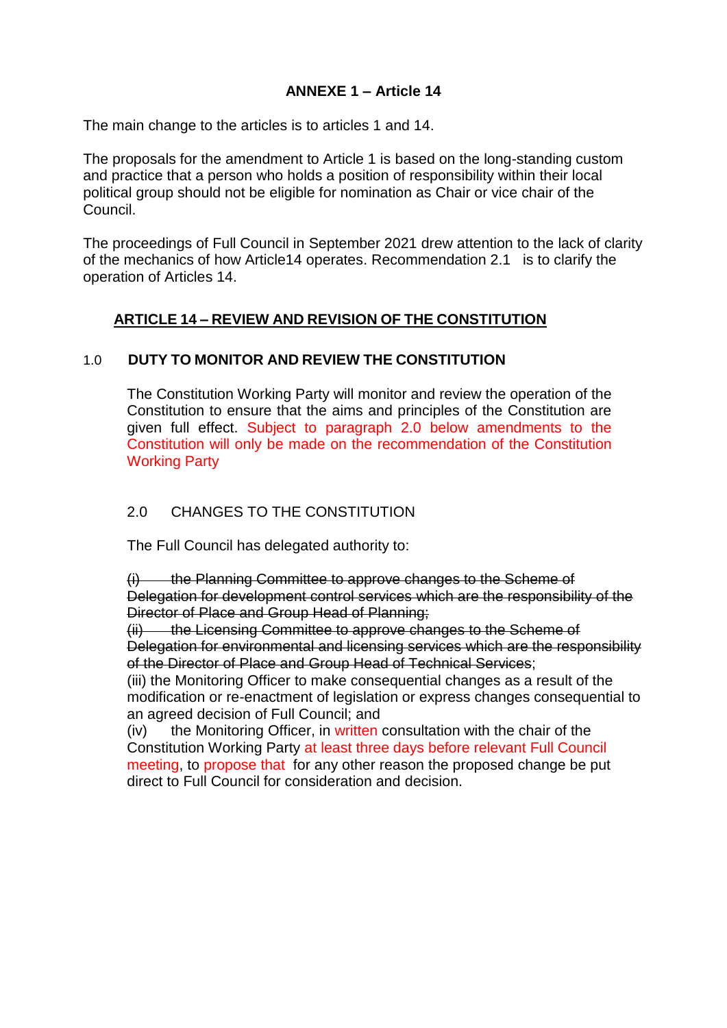# ANNEXE 1 – Article 14

The main change to the articles is to articles 1 and 14.

The proposals for the amendment to Article 1 is based on the long-standing custom and practice that a person who holds a position of responsibility within their local political group should not be eligible for nomination as Chair or vice chair of the Council.

The proceedings of Full Council in September 2021 drew attention to the lack of clarity of the mechanics of how Article14 operates. Recommendation 2.1 is to clarify the operation of Articles 14.

## ARTICLE 14 – REVIEW AND REVISION OF THE CONSTITUTION

### 1.0 DUTY TO MONITOR AND REVIEW THE CONSTITUTION

The Constitution Working Party will monitor and review the operation of the Constitution to ensure that the aims and principles of the Constitution are given full effect. Subject to paragraph 2.0 below amendments to the Constitution will only be made on the recommendation of the Constitution Working Party

### 2.0 CHANGES TO THE CONSTITUTION

The Full Council has delegated authority to:

~~(i) the Planning Committee to approve changes to the Scheme of Delegation for development control services which are the responsibility of the Director of Place and Group Head of Planning;~~
~~(ii) the Licensing Committee to approve changes to the Scheme of Delegation for environmental and licensing services which are the responsibility of the Director of Place and Group Head of Technical Services~~;
(iii) the Monitoring Officer to make consequential changes as a result of the modification or re-enactment of legislation or express changes consequential to an agreed decision of Full Council; and
(iv) the Monitoring Officer, in written consultation with the chair of the Constitution Working Party at least three days before relevant Full Council meeting, to propose that for any other reason the proposed change be put direct to Full Council for consideration and decision.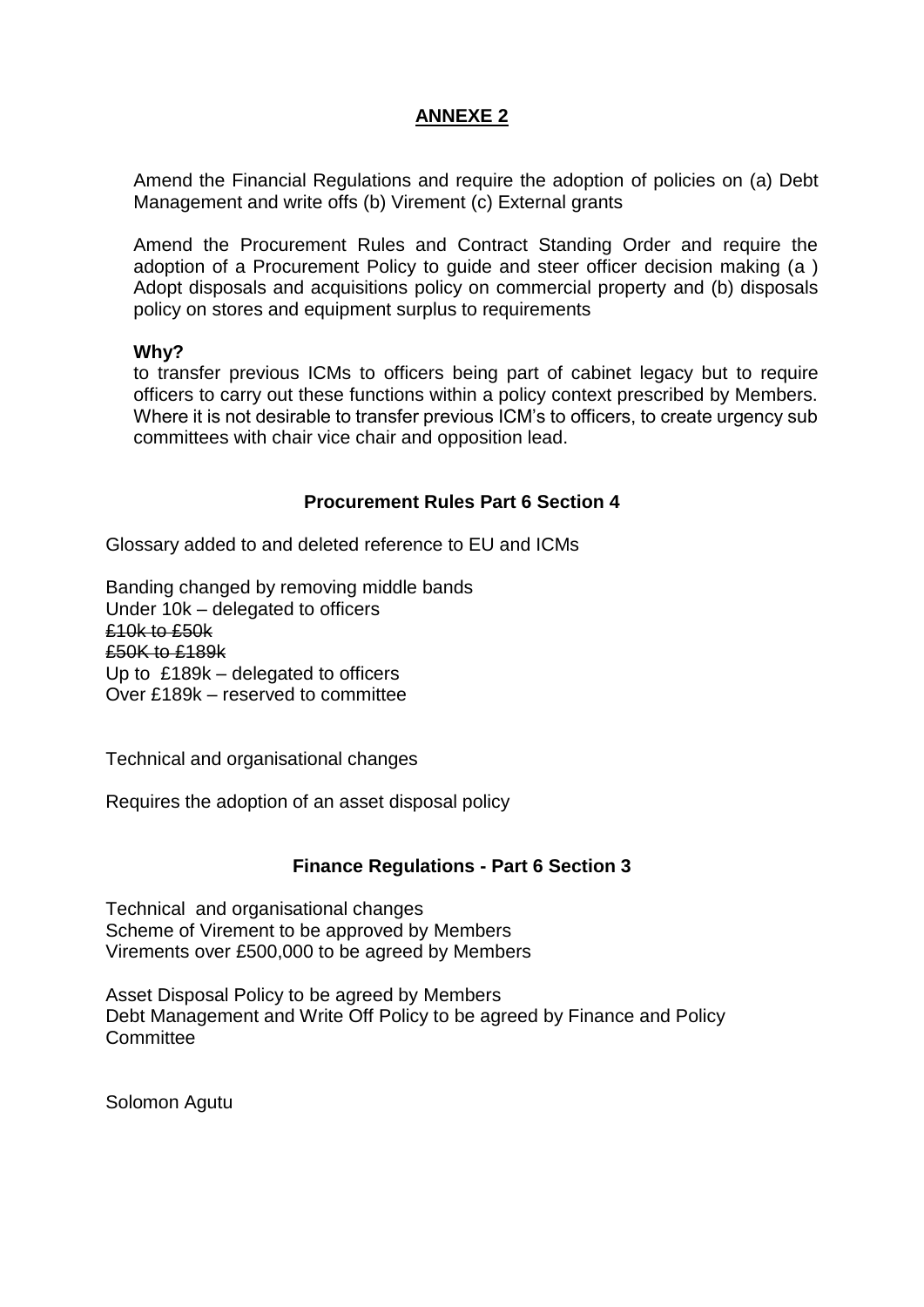# ANNEXE 2

Amend the Financial Regulations and require the adoption of policies on (a) Debt Management and write offs (b) Virement (c) External grants

Amend the Procurement Rules and Contract Standing Order and require the adoption of a Procurement Policy to guide and steer officer decision making (a ) Adopt disposals and acquisitions policy on commercial property and (b) disposals policy on stores and equipment surplus to requirements

**Why?**

to transfer previous ICMs to officers being part of cabinet legacy but to require officers to carry out these functions within a policy context prescribed by Members. Where it is not desirable to transfer previous ICM's to officers, to create urgency sub committees with chair vice chair and opposition lead.

## Procurement Rules Part 6 Section 4

Glossary added to and deleted reference to EU and ICMs

Banding changed by removing middle bands
Under 10k – delegated to officers
~~£10k to £50k~~
~~£50K to £189k~~
Up to £189k – delegated to officers
Over £189k – reserved to committee

Technical and organisational changes

Requires the adoption of an asset disposal policy

## Finance Regulations - Part 6 Section 3

Technical and organisational changes
Scheme of Virement to be approved by Members
Virements over £500,000 to be agreed by Members

Asset Disposal Policy to be agreed by Members
Debt Management and Write Off Policy to be agreed by Finance and Policy Committee

Solomon Agutu